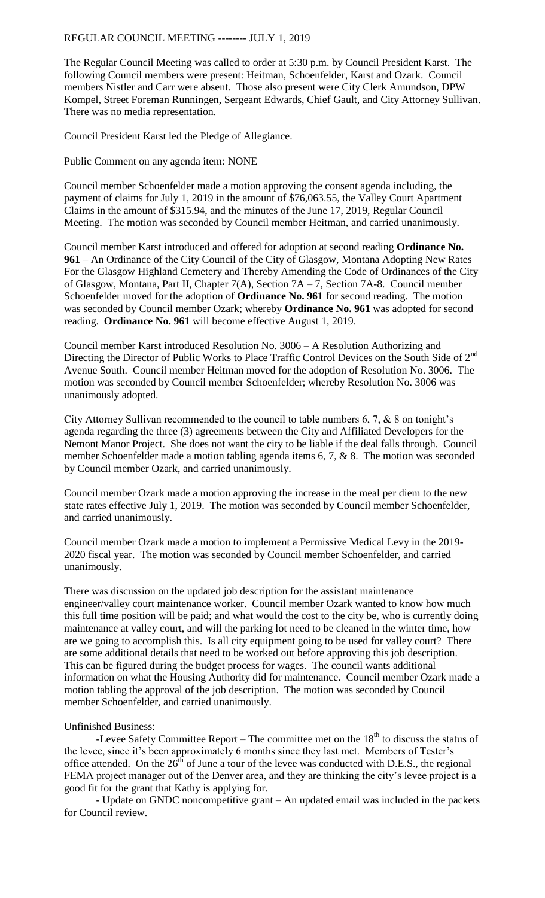REGULAR COUNCIL MEETING -------- JULY 1, 2019

The Regular Council Meeting was called to order at 5:30 p.m. by Council President Karst. The following Council members were present: Heitman, Schoenfelder, Karst and Ozark. Council members Nistler and Carr were absent. Those also present were City Clerk Amundson, DPW Kompel, Street Foreman Runningen, Sergeant Edwards, Chief Gault, and City Attorney Sullivan. There was no media representation.

Council President Karst led the Pledge of Allegiance.

Public Comment on any agenda item: NONE

Council member Schoenfelder made a motion approving the consent agenda including, the payment of claims for July 1, 2019 in the amount of $76,063.55, the Valley Court Apartment Claims in the amount of $315.94, and the minutes of the June 17, 2019, Regular Council Meeting. The motion was seconded by Council member Heitman, and carried unanimously.

Council member Karst introduced and offered for adoption at second reading **Ordinance No. 961** – An Ordinance of the City Council of the City of Glasgow, Montana Adopting New Rates For the Glasgow Highland Cemetery and Thereby Amending the Code of Ordinances of the City of Glasgow, Montana, Part II, Chapter 7(A), Section 7A – 7, Section 7A-8. Council member Schoenfelder moved for the adoption of **Ordinance No. 961** for second reading. The motion was seconded by Council member Ozark; whereby **Ordinance No. 961** was adopted for second reading. **Ordinance No. 961** will become effective August 1, 2019.

Council member Karst introduced Resolution No. 3006 – A Resolution Authorizing and Directing the Director of Public Works to Place Traffic Control Devices on the South Side of 2nd Avenue South. Council member Heitman moved for the adoption of Resolution No. 3006. The motion was seconded by Council member Schoenfelder; whereby Resolution No. 3006 was unanimously adopted.

City Attorney Sullivan recommended to the council to table numbers 6, 7, & 8 on tonight's agenda regarding the three (3) agreements between the City and Affiliated Developers for the Nemont Manor Project. She does not want the city to be liable if the deal falls through. Council member Schoenfelder made a motion tabling agenda items 6, 7, & 8. The motion was seconded by Council member Ozark, and carried unanimously.

Council member Ozark made a motion approving the increase in the meal per diem to the new state rates effective July 1, 2019. The motion was seconded by Council member Schoenfelder, and carried unanimously.

Council member Ozark made a motion to implement a Permissive Medical Levy in the 2019-2020 fiscal year. The motion was seconded by Council member Schoenfelder, and carried unanimously.

There was discussion on the updated job description for the assistant maintenance engineer/valley court maintenance worker. Council member Ozark wanted to know how much this full time position will be paid; and what would the cost to the city be, who is currently doing maintenance at valley court, and will the parking lot need to be cleaned in the winter time, how are we going to accomplish this. Is all city equipment going to be used for valley court? There are some additional details that need to be worked out before approving this job description. This can be figured during the budget process for wages. The council wants additional information on what the Housing Authority did for maintenance. Council member Ozark made a motion tabling the approval of the job description. The motion was seconded by Council member Schoenfelder, and carried unanimously.

Unfinished Business:

-Levee Safety Committee Report – The committee met on the 18th to discuss the status of the levee, since it's been approximately 6 months since they last met. Members of Tester's office attended. On the 26th of June a tour of the levee was conducted with D.E.S., the regional FEMA project manager out of the Denver area, and they are thinking the city's levee project is a good fit for the grant that Kathy is applying for.

- Update on GNDC noncompetitive grant – An updated email was included in the packets for Council review.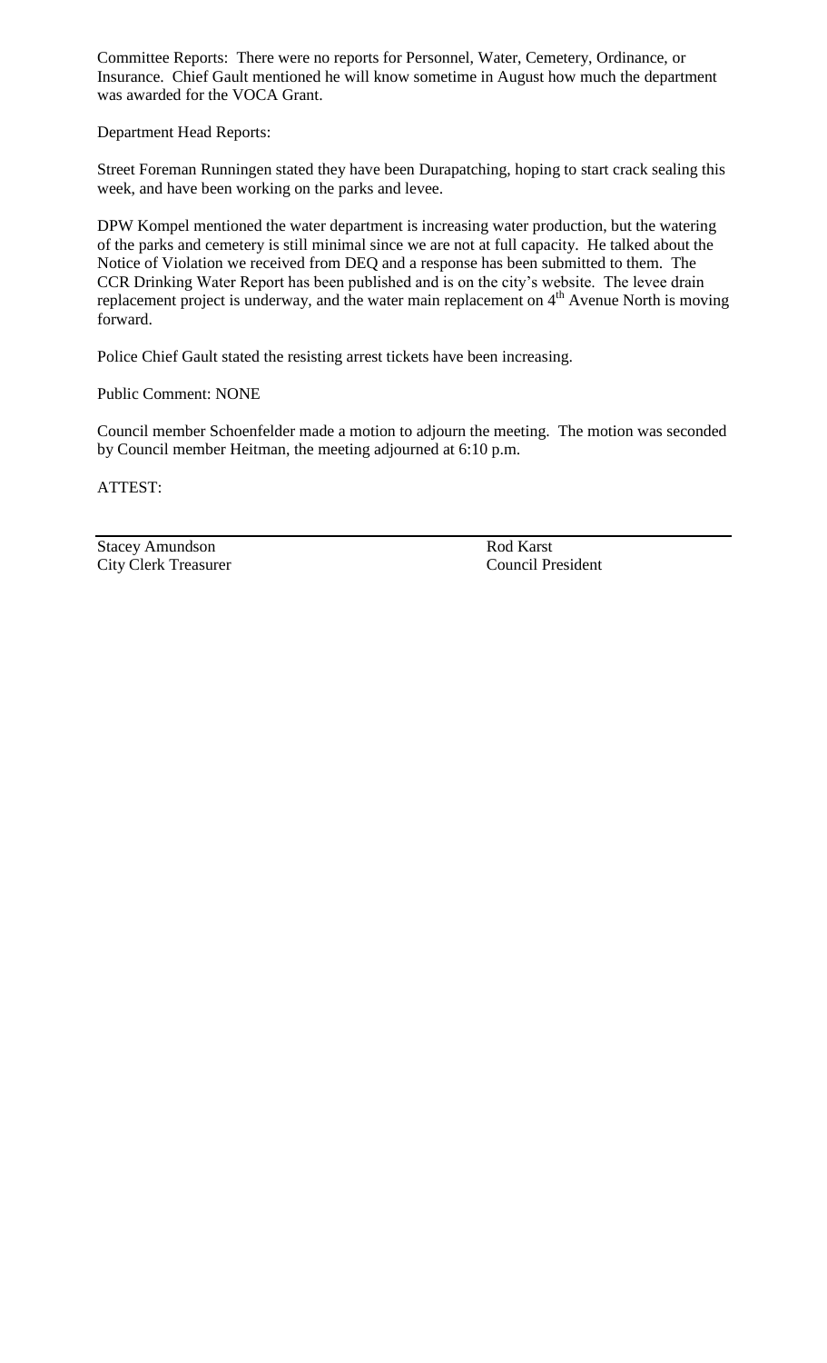Committee Reports: There were no reports for Personnel, Water, Cemetery, Ordinance, or Insurance. Chief Gault mentioned he will know sometime in August how much the department was awarded for the VOCA Grant.

Department Head Reports:

Street Foreman Runningen stated they have been Durapatching, hoping to start crack sealing this week, and have been working on the parks and levee.

DPW Kompel mentioned the water department is increasing water production, but the watering of the parks and cemetery is still minimal since we are not at full capacity. He talked about the Notice of Violation we received from DEQ and a response has been submitted to them. The CCR Drinking Water Report has been published and is on the city's website. The levee drain replacement project is underway, and the water main replacement on 4th Avenue North is moving forward.

Police Chief Gault stated the resisting arrest tickets have been increasing.

Public Comment: NONE

Council member Schoenfelder made a motion to adjourn the meeting. The motion was seconded by Council member Heitman, the meeting adjourned at 6:10 p.m.

ATTEST:

| | |
|---|---|
| Stacey Amundson | Rod Karst |
| City Clerk Treasurer | Council President |